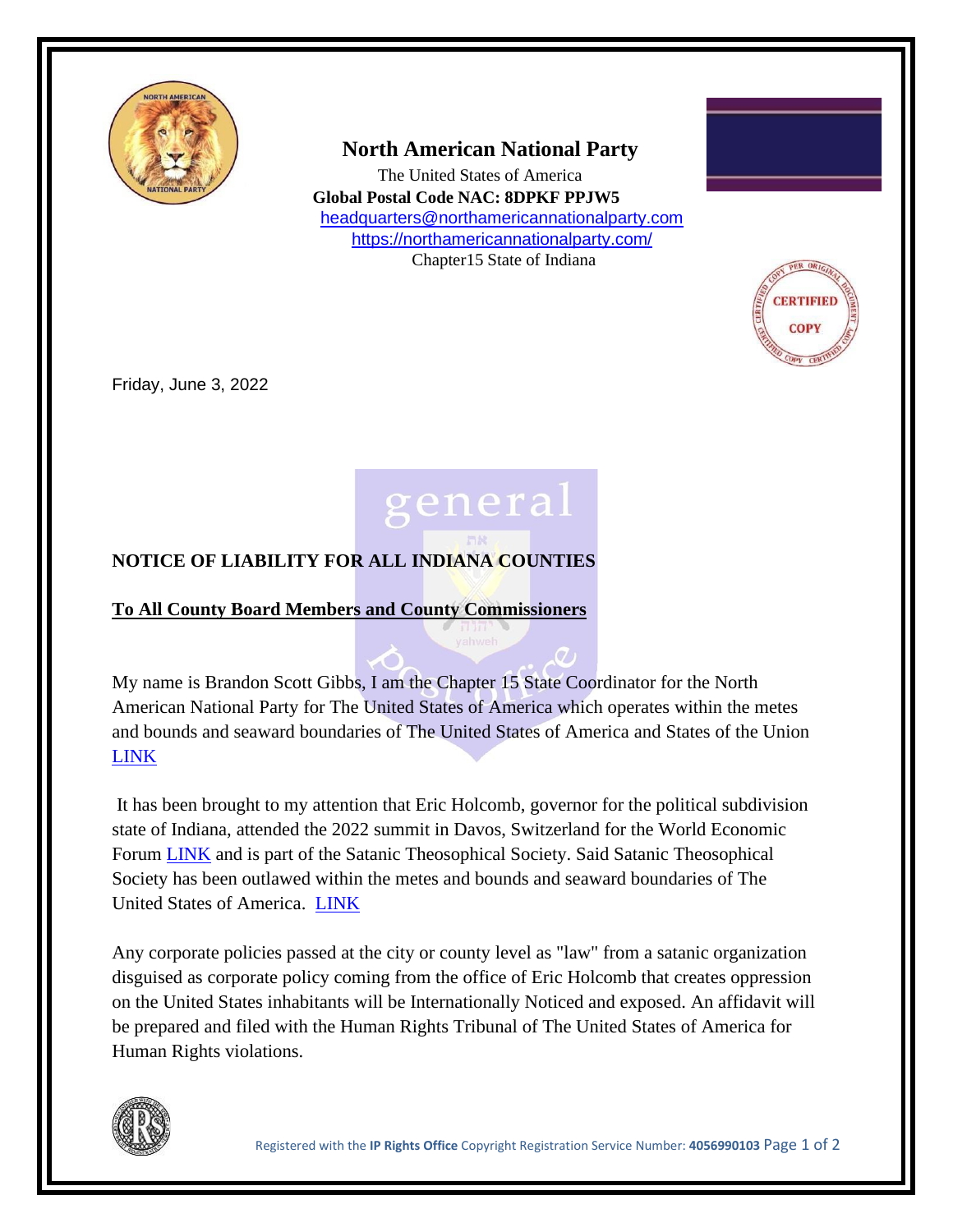**North American National Party**

The United States of America

**Global Postal Code NAC: 8DPKF PPJW5**

headquarters@northamericannationalparty.com

https://northamericannationalparty.com/

Chapter15 State of Indiana

Friday, June 3, 2022

**NOTICE OF LIABILITY FOR ALL INDIANA COUNTIES**

**To All County Board Members and County Commissioners**

My name is Brandon Scott Gibbs, I am the Chapter 15 State Coordinator for the North American National Party for The United States of America which operates within the metes and bounds and seaward boundaries of The United States of America and States of the Union LINK

It has been brought to my attention that Eric Holcomb, governor for the political subdivision state of Indiana, attended the 2022 summit in Davos, Switzerland for the World Economic Forum LINK and is part of the Satanic Theosophical Society. Said Satanic Theosophical Society has been outlawed within the metes and bounds and seaward boundaries of The United States of America. LINK

Any corporate policies passed at the city or county level as "law" from a satanic organization disguised as corporate policy coming from the office of Eric Holcomb that creates oppression on the United States inhabitants will be Internationally Noticed and exposed. An affidavit will be prepared and filed with the Human Rights Tribunal of The United States of America for Human Rights violations.

Registered with the **IP Rights Office** Copyright Registration Service Number: **4056990103**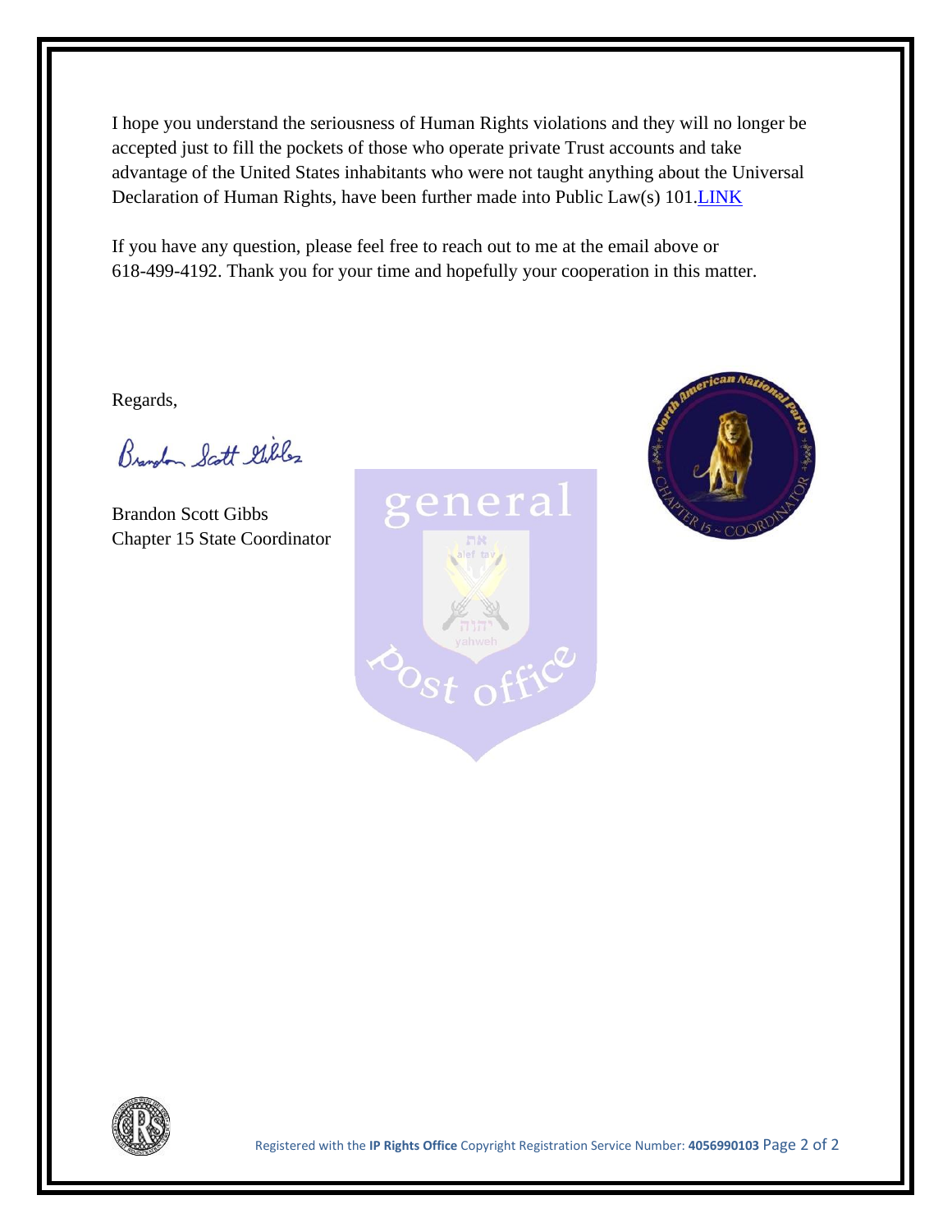I hope you understand the seriousness of Human Rights violations and they will no longer be accepted just to fill the pockets of those who operate private Trust accounts and take advantage of the United States inhabitants who were not taught anything about the Universal Declaration of Human Rights, have been further made into Public Law(s) 101.LINK

If you have any question, please feel free to reach out to me at the email above or 618-499-4192. Thank you for your time and hopefully your cooperation in this matter.

Regards,

Brandon Scott Gibbs

Brandon Scott Gibbs
Chapter 15 State Coordinator

Registered with the **IP Rights Office** Copyright Registration Service Number: **4056990103**